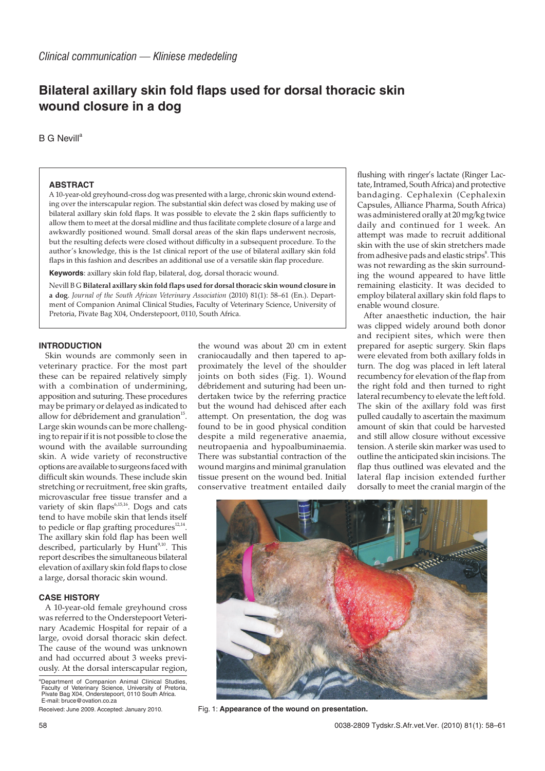*Clinical communication — Kliniese mededeling*

# Bilateral axillary skin fold flaps used for dorsal thoracic skin wound closure in a dog

B G Nevill[a]

### ABSTRACT

A 10-year-old greyhound-cross dog was presented with a large, chronic skin wound extending over the interscapular region. The substantial skin defect was closed by making use of bilateral axillary skin fold flaps. It was possible to elevate the 2 skin flaps sufficiently to allow them to meet at the dorsal midline and thus facilitate complete closure of a large and awkwardly positioned wound. Small dorsal areas of the skin flaps underwent necrosis, but the resulting defects were closed without difficulty in a subsequent procedure. To the author's knowledge, this is the 1st clinical report of the use of bilateral axillary skin fold flaps in this fashion and describes an additional use of a versatile skin flap procedure.

**Keywords**: axillary skin fold flap, bilateral, dog, dorsal thoracic wound.

Nevill B G **Bilateral axillary skin fold flaps used for dorsal thoracic skin wound closure in a dog**. *Journal of the South African Veterinary Association* (2010) 81(1): 58–61 (En.). Department of Companion Animal Clinical Studies, Faculty of Veterinary Science, University of Pretoria, Pivate Bag X04, Onderstepoort, 0110, South Africa.

## INTRODUCTION

Skin wounds are commonly seen in veterinary practice. For the most part these can be repaired relatively simply with a combination of undermining, apposition and suturing. These procedures may be primary or delayed as indicated to allow for débridement and granulation[15]. Large skin wounds can be more challenging to repair if it is not possible to close the wound with the available surrounding skin. A wide variety of reconstructive options are available to surgeons faced with difficult skin wounds. These include skin stretching or recruitment, free skin grafts, microvascular free tissue transfer and a variety of skin flaps[6,15,16]. Dogs and cats tend to have mobile skin that lends itself to pedicle or flap grafting procedures[12,14]. The axillary skin fold flap has been well described, particularly by Hunt[9,10]. This report describes the simultaneous bilateral elevation of axillary skin fold flaps to close a large, dorsal thoracic skin wound.

## CASE HISTORY

A 10-year-old female greyhound cross was referred to the Onderstepoort Veterinary Academic Hospital for repair of a large, ovoid dorsal thoracic skin defect. The cause of the wound was unknown and had occurred about 3 weeks previously. At the dorsal interscapular region, the wound was about 20 cm in extent craniocaudally and then tapered to approximately the level of the shoulder joints on both sides (Fig. 1). Wound débridement and suturing had been undertaken twice by the referring practice but the wound had dehisced after each attempt. On presentation, the dog was found to be in good physical condition despite a mild regenerative anaemia, neutropaenia and hypoalbuminaemia. There was substantial contraction of the wound margins and minimal granulation tissue present on the wound bed. Initial conservative treatment entailed daily flushing with ringer's lactate (Ringer Lactate, Intramed, South Africa) and protective bandaging. Cephalexin (Cephalexin Capsules, Alliance Pharma, South Africa) was administered orally at 20 mg/kg twice daily and continued for 1 week. An attempt was made to recruit additional skin with the use of skin stretchers made from adhesive pads and elastic strips[8]. This was not rewarding as the skin surrounding the wound appeared to have little remaining elasticity. It was decided to employ bilateral axillary skin fold flaps to enable wound closure.

After anaesthetic induction, the hair was clipped widely around both donor and recipient sites, which were then prepared for aseptic surgery. Skin flaps were elevated from both axillary folds in turn. The dog was placed in left lateral recumbency for elevation of the flap from the right fold and then turned to right lateral recumbency to elevate the left fold. The skin of the axillary fold was first pulled caudally to ascertain the maximum amount of skin that could be harvested and still allow closure without excessive tension. A sterile skin marker was used to outline the anticipated skin incisions. The flap thus outlined was elevated and the lateral flap incision extended further dorsally to meet the cranial margin of the

Fig. 1: **Appearance of the wound on presentation.**

[a]Department of Companion Animal Clinical Studies, Faculty of Veterinary Science, University of Pretoria, Private Bag X04, Onderstepoort, 0110 South Africa. E-mail: bruce@ovation.co.za

Received: June 2009. Accepted: January 2010.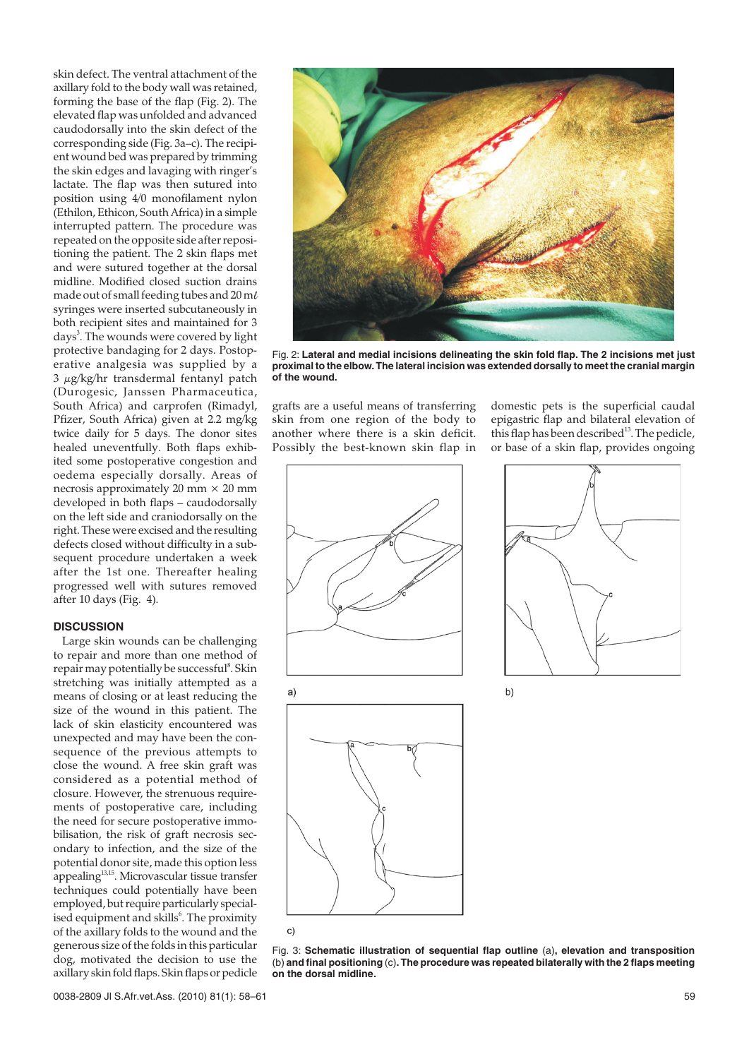skin defect. The ventral attachment of the axillary fold to the body wall was retained, forming the base of the flap (Fig. 2). The elevated flap was unfolded and advanced caudodorsally into the skin defect of the corresponding side (Fig. 3a–c). The recipient wound bed was prepared by trimming the skin edges and lavaging with ringer's lactate. The flap was then sutured into position using 4/0 monofilament nylon (Ethilon, Ethicon, South Africa) in a simple interrupted pattern. The procedure was repeated on the opposite side after repositioning the patient. The 2 skin flaps met and were sutured together at the dorsal midline. Modified closed suction drains made out of small feeding tubes and 20 mℓ syringes were inserted subcutaneously in both recipient sites and maintained for 3 days[3]. The wounds were covered by light protective bandaging for 2 days. Postoperative analgesia was supplied by a 3 $\mu$g/kg/hr transdermal fentanyl patch (Durogesic, Janssen Pharmaceutica, South Africa) and carprofen (Rimadyl, Pfizer, South Africa) given at 2.2 mg/kg twice daily for 5 days. The donor sites healed uneventfully. Both flaps exhibited some postoperative congestion and oedema especially dorsally. Areas of necrosis approximately 20 mm $\times$ 20 mm developed in both flaps – caudodorsally on the left side and craniodorsally on the right. These were excised and the resulting defects closed without difficulty in a subsequent procedure undertaken a week after the 1st one. Thereafter healing progressed well with sutures removed after 10 days (Fig. 4).

## DISCUSSION

Large skin wounds can be challenging to repair and more than one method of repair may potentially be successful[8]. Skin stretching was initially attempted as a means of closing or at least reducing the size of the wound in this patient. The lack of skin elasticity encountered was unexpected and may have been the consequence of the previous attempts to close the wound. A free skin graft was considered as a potential method of closure. However, the strenuous requirements of postoperative care, including the need for secure postoperative immobilisation, the risk of graft necrosis secondary to infection, and the size of the potential donor site, made this option less appealing[13,15]. Microvascular tissue transfer techniques could potentially have been employed, but require particularly specialised equipment and skills[6]. The proximity of the axillary folds to the wound and the generous size of the folds in this particular dog, motivated the decision to use the axillary skin fold flaps. Skin flaps or pedicle grafts are a useful means of transferring skin from one region of the body to another where there is a skin deficit. Possibly the best-known skin flap in domestic pets is the superficial caudal epigastric flap and bilateral elevation of this flap has been described[13]. The pedicle, or base of a skin flap, provides ongoing

Fig. 2: **Lateral and medial incisions delineating the skin fold flap. The 2 incisions met just proximal to the elbow. The lateral incision was extended dorsally to meet the cranial margin of the wound.**

Fig. 3: **Schematic illustration of sequential flap outline** (a)**, elevation and transposition** (b) **and final positioning** (c)**. The procedure was repeated bilaterally with the 2 flaps meeting on the dorsal midline.**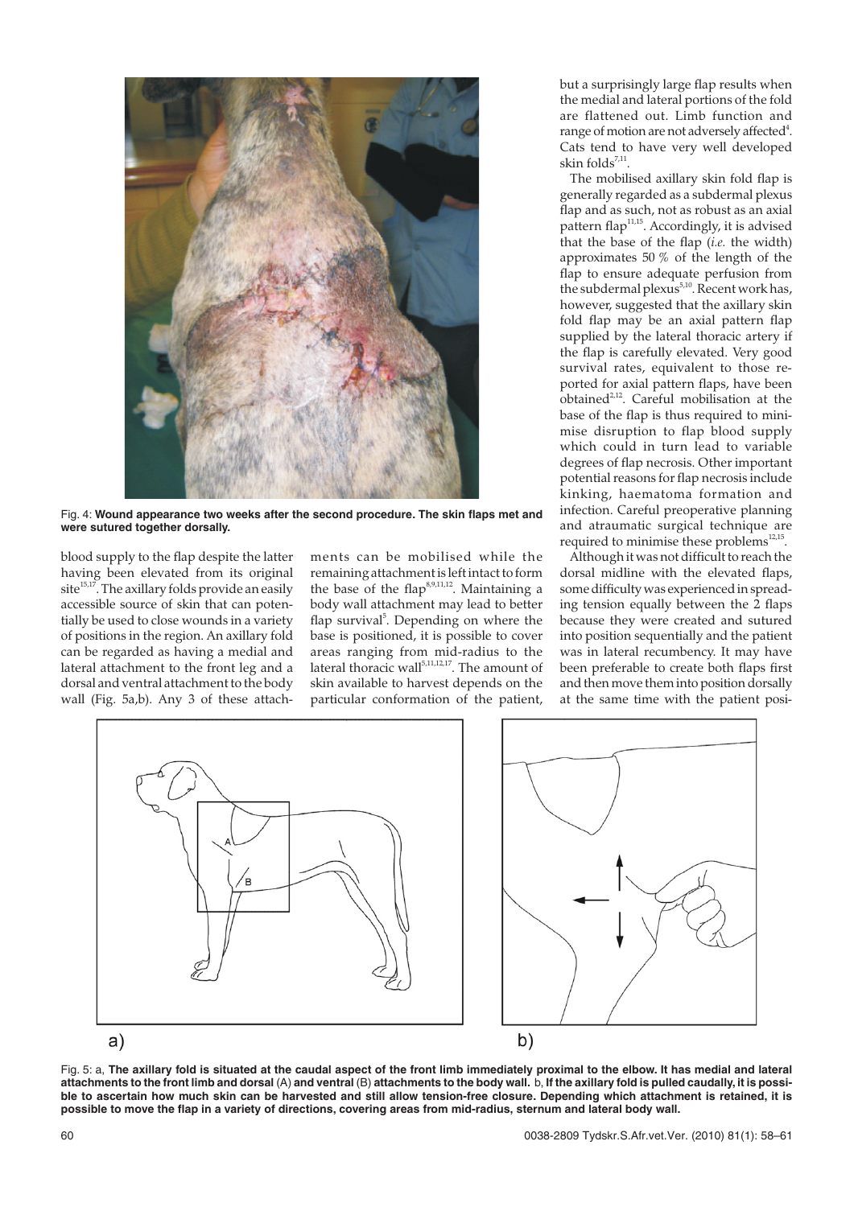Fig. 4: **Wound appearance two weeks after the second procedure. The skin flaps met and were sutured together dorsally.**

blood supply to the flap despite the latter having been elevated from its original site[15,17]. The axillary folds provide an easily accessible source of skin that can potentially be used to close wounds in a variety of positions in the region. An axillary fold can be regarded as having a medial and lateral attachment to the front leg and a dorsal and ventral attachment to the body wall (Fig. 5a,b). Any 3 of these attachments can be mobilised while the remaining attachment is left intact to form the base of the flap[8,9,11,12]. Maintaining a body wall attachment may lead to better flap survival[5]. Depending on where the base is positioned, it is possible to cover areas ranging from mid-radius to the lateral thoracic wall[5,11,12,17]. The amount of skin available to harvest depends on the particular conformation of the patient, but a surprisingly large flap results when the medial and lateral portions of the fold are flattened out. Limb function and range of motion are not adversely affected[4]. Cats tend to have very well developed skin folds[7,11].

The mobilised axillary skin fold flap is generally regarded as a subdermal plexus flap and as such, not as robust as an axial pattern flap[11,15]. Accordingly, it is advised that the base of the flap (*i.e.* the width) approximates 50 % of the length of the flap to ensure adequate perfusion from the subdermal plexus[5,10]. Recent work has, however, suggested that the axillary skin fold flap may be an axial pattern flap supplied by the lateral thoracic artery if the flap is carefully elevated. Very good survival rates, equivalent to those reported for axial pattern flaps, have been obtained[2,12]. Careful mobilisation at the base of the flap is thus required to minimise disruption to flap blood supply which could in turn lead to variable degrees of flap necrosis. Other important potential reasons for flap necrosis include kinking, haematoma formation and infection. Careful preoperative planning and atraumatic surgical technique are required to minimise these problems[12,15].

Although it was not difficult to reach the dorsal midline with the elevated flaps, some difficulty was experienced in spreading tension equally between the 2 flaps because they were created and sutured into position sequentially and the patient was in lateral recumbency. It may have been preferable to create both flaps first and then move them into position dorsally at the same time with the patient posi-

Fig. 5: a, **The axillary fold is situated at the caudal aspect of the front limb immediately proximal to the elbow. It has medial and lateral attachments to the front limb and dorsal** (A) **and ventral** (B) **attachments to the body wall.** b, **If the axillary fold is pulled caudally, it is possible to ascertain how much skin can be harvested and still allow tension-free closure. Depending which attachment is retained, it is possible to move the flap in a variety of directions, covering areas from mid-radius, sternum and lateral body wall.**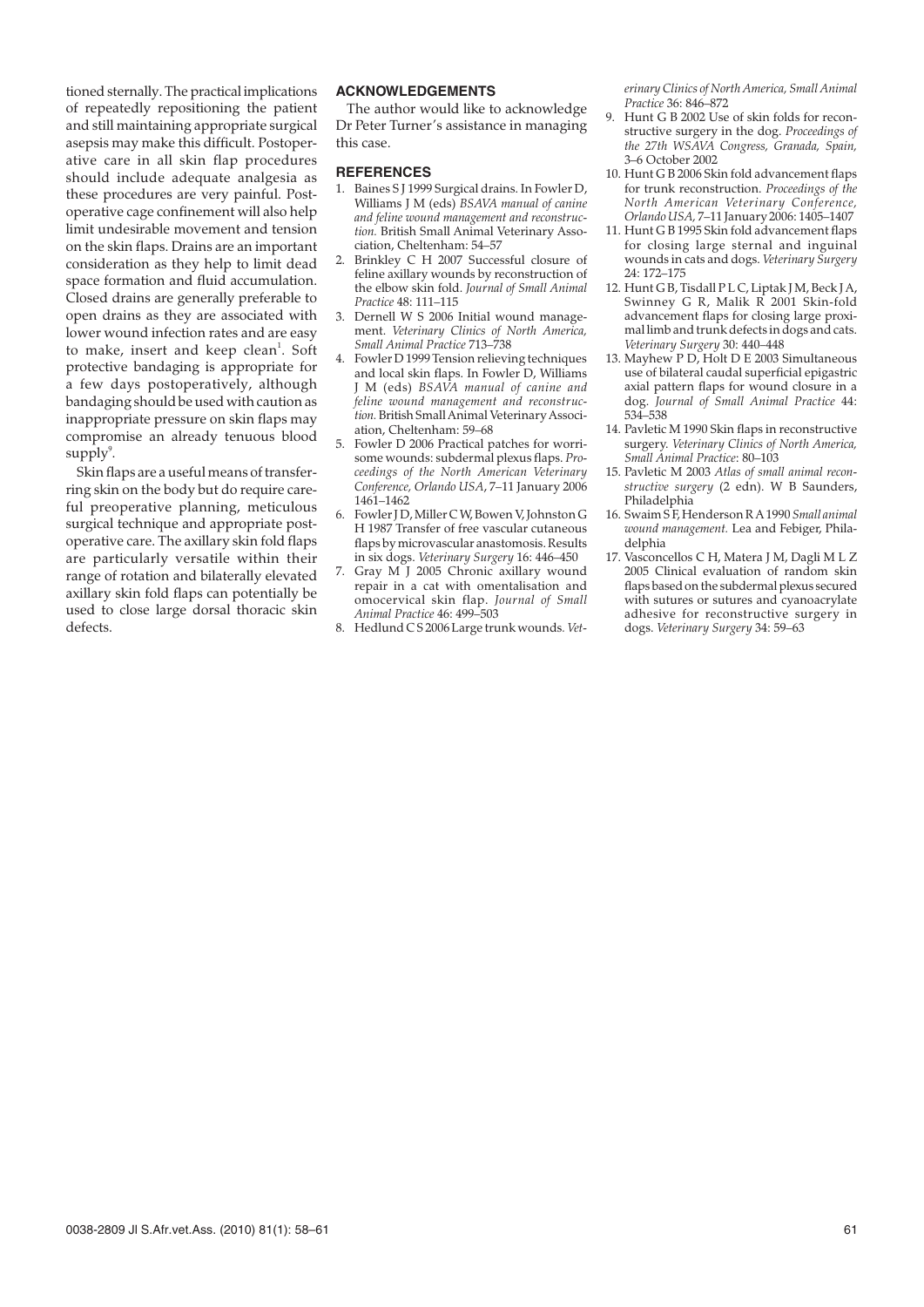tioned sternally. The practical implications of repeatedly repositioning the patient and still maintaining appropriate surgical asepsis may make this difficult. Postoperative care in all skin flap procedures should include adequate analgesia as these procedures are very painful. Postoperative cage confinement will also help limit undesirable movement and tension on the skin flaps. Drains are an important consideration as they help to limit dead space formation and fluid accumulation. Closed drains are generally preferable to open drains as they are associated with lower wound infection rates and are easy to make, insert and keep clean[1]. Soft protective bandaging is appropriate for a few days postoperatively, although bandaging should be used with caution as inappropriate pressure on skin flaps may compromise an already tenuous blood supply[9].

Skin flaps are a useful means of transferring skin on the body but do require careful preoperative planning, meticulous surgical technique and appropriate postoperative care. The axillary skin fold flaps are particularly versatile within their range of rotation and bilaterally elevated axillary skin fold flaps can potentially be used to close large dorsal thoracic skin defects.

## ACKNOWLEDGEMENTS

The author would like to acknowledge Dr Peter Turner's assistance in managing this case.

## REFERENCES

1. Baines S J 1999 Surgical drains. In Fowler D, Williams J M (eds) *BSAVA manual of canine and feline wound management and reconstruction.* British Small Animal Veterinary Association, Cheltenham: 54–57
2. Brinkley C H 2007 Successful closure of feline axillary wounds by reconstruction of the elbow skin fold. *Journal of Small Animal Practice* 48: 111–115
3. Dernell W S 2006 Initial wound management. *Veterinary Clinics of North America, Small Animal Practice* 713–738
4. Fowler D 1999 Tension relieving techniques and local skin flaps. In Fowler D, Williams J M (eds) *BSAVA manual of canine and feline wound management and reconstruction.* British Small Animal Veterinary Association, Cheltenham: 59–68
5. Fowler D 2006 Practical patches for worrisome wounds: subdermal plexus flaps. *Proceedings of the North American Veterinary Conference, Orlando USA*, 7–11 January 2006 1461–1462
6. Fowler J D, Miller C W, Bowen V, Johnston G H 1987 Transfer of free vascular cutaneous flaps by microvascular anastomosis. Results in six dogs. *Veterinary Surgery* 16: 446–450
7. Gray M J 2005 Chronic axillary wound repair in a cat with omentalisation and omocervical skin flap. *Journal of Small Animal Practice* 46: 499–503
8. Hedlund C S 2006 Large trunk wounds. *Veterinary Clinics of North America, Small Animal Practice* 36: 846–872
9. Hunt G B 2002 Use of skin folds for reconstructive surgery in the dog. *Proceedings of the 27th WSAVA Congress, Granada, Spain,* 3–6 October 2002
10. Hunt G B 2006 Skin fold advancement flaps for trunk reconstruction. *Proceedings of the North American Veterinary Conference, Orlando USA*, 7–11 January 2006: 1405–1407
11. Hunt G B 1995 Skin fold advancement flaps for closing large sternal and inguinal wounds in cats and dogs. *Veterinary Surgery* 24: 172–175
12. Hunt G B, Tisdall P L C, Liptak J M, Beck J A, Swinney G R, Malik R 2001 Skin-fold advancement flaps for closing large proximal limb and trunk defects in dogs and cats. *Veterinary Surgery* 30: 440–448
13. Mayhew P D, Holt D E 2003 Simultaneous use of bilateral caudal superficial epigastric axial pattern flaps for wound closure in a dog. *Journal of Small Animal Practice* 44: 534–538
14. Pavletic M 1990 Skin flaps in reconstructive surgery. *Veterinary Clinics of North America, Small Animal Practice*: 80–103
15. Pavletic M 2003 *Atlas of small animal reconstructive surgery* (2 edn). W B Saunders, Philadelphia
16. Swaim S F, Henderson R A 1990 *Small animal wound management.* Lea and Febiger, Philadelphia
17. Vasconcellos C H, Matera J M, Dagli M L Z 2005 Clinical evaluation of random skin flaps based on the subdermal plexus secured with sutures or sutures and cyanoacrylate adhesive for reconstructive surgery in dogs. *Veterinary Surgery* 34: 59–63